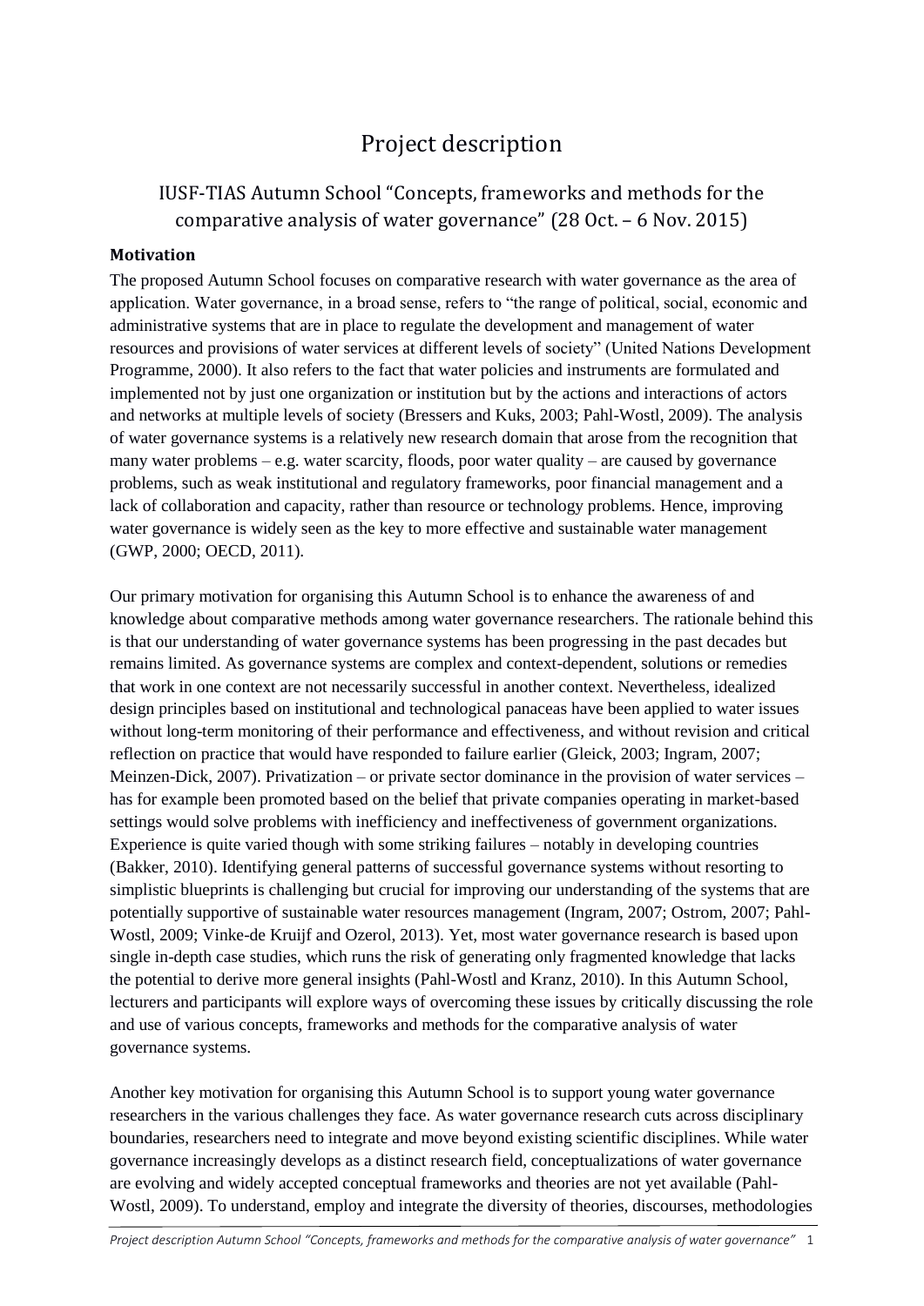# Project description

## IUSF-TIAS Autumn School "Concepts, frameworks and methods for the comparative analysis of water governance" (28 Oct. – 6 Nov. 2015)

**Motivation**

The proposed Autumn School focuses on comparative research with water governance as the area of application. Water governance, in a broad sense, refers to "the range of political, social, economic and administrative systems that are in place to regulate the development and management of water resources and provisions of water services at different levels of society" (United Nations Development Programme, 2000). It also refers to the fact that water policies and instruments are formulated and implemented not by just one organization or institution but by the actions and interactions of actors and networks at multiple levels of society (Bressers and Kuks, 2003; Pahl-Wostl, 2009). The analysis of water governance systems is a relatively new research domain that arose from the recognition that many water problems – e.g. water scarcity, floods, poor water quality – are caused by governance problems, such as weak institutional and regulatory frameworks, poor financial management and a lack of collaboration and capacity, rather than resource or technology problems. Hence, improving water governance is widely seen as the key to more effective and sustainable water management (GWP, 2000; OECD, 2011).

Our primary motivation for organising this Autumn School is to enhance the awareness of and knowledge about comparative methods among water governance researchers. The rationale behind this is that our understanding of water governance systems has been progressing in the past decades but remains limited. As governance systems are complex and context-dependent, solutions or remedies that work in one context are not necessarily successful in another context. Nevertheless, idealized design principles based on institutional and technological panaceas have been applied to water issues without long-term monitoring of their performance and effectiveness, and without revision and critical reflection on practice that would have responded to failure earlier (Gleick, 2003; Ingram, 2007; Meinzen-Dick, 2007). Privatization – or private sector dominance in the provision of water services – has for example been promoted based on the belief that private companies operating in market-based settings would solve problems with inefficiency and ineffectiveness of government organizations. Experience is quite varied though with some striking failures – notably in developing countries (Bakker, 2010). Identifying general patterns of successful governance systems without resorting to simplistic blueprints is challenging but crucial for improving our understanding of the systems that are potentially supportive of sustainable water resources management (Ingram, 2007; Ostrom, 2007; Pahl-Wostl, 2009; Vinke-de Kruijf and Ozerol, 2013). Yet, most water governance research is based upon single in-depth case studies, which runs the risk of generating only fragmented knowledge that lacks the potential to derive more general insights (Pahl-Wostl and Kranz, 2010). In this Autumn School, lecturers and participants will explore ways of overcoming these issues by critically discussing the role and use of various concepts, frameworks and methods for the comparative analysis of water governance systems.

Another key motivation for organising this Autumn School is to support young water governance researchers in the various challenges they face. As water governance research cuts across disciplinary boundaries, researchers need to integrate and move beyond existing scientific disciplines. While water governance increasingly develops as a distinct research field, conceptualizations of water governance are evolving and widely accepted conceptual frameworks and theories are not yet available (Pahl-Wostl, 2009). To understand, employ and integrate the diversity of theories, discourses, methodologies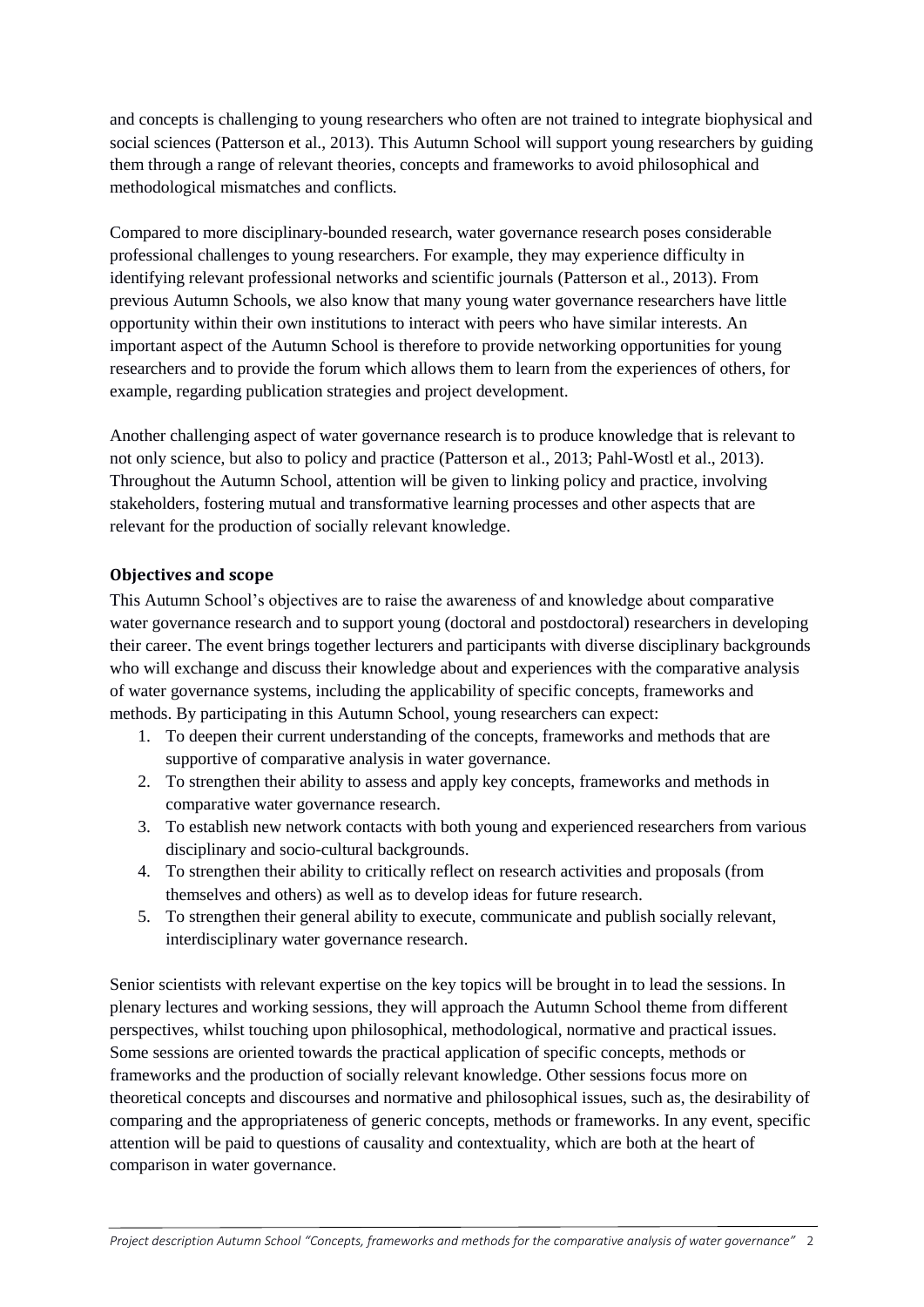and concepts is challenging to young researchers who often are not trained to integrate biophysical and social sciences (Patterson et al., 2013). This Autumn School will support young researchers by guiding them through a range of relevant theories, concepts and frameworks to avoid philosophical and methodological mismatches and conflicts.

Compared to more disciplinary-bounded research, water governance research poses considerable professional challenges to young researchers. For example, they may experience difficulty in identifying relevant professional networks and scientific journals (Patterson et al., 2013). From previous Autumn Schools, we also know that many young water governance researchers have little opportunity within their own institutions to interact with peers who have similar interests. An important aspect of the Autumn School is therefore to provide networking opportunities for young researchers and to provide the forum which allows them to learn from the experiences of others, for example, regarding publication strategies and project development.

Another challenging aspect of water governance research is to produce knowledge that is relevant to not only science, but also to policy and practice (Patterson et al., 2013; Pahl-Wostl et al., 2013). Throughout the Autumn School, attention will be given to linking policy and practice, involving stakeholders, fostering mutual and transformative learning processes and other aspects that are relevant for the production of socially relevant knowledge.

## Objectives and scope

This Autumn School's objectives are to raise the awareness of and knowledge about comparative water governance research and to support young (doctoral and postdoctoral) researchers in developing their career. The event brings together lecturers and participants with diverse disciplinary backgrounds who will exchange and discuss their knowledge about and experiences with the comparative analysis of water governance systems, including the applicability of specific concepts, frameworks and methods. By participating in this Autumn School, young researchers can expect:

1. To deepen their current understanding of the concepts, frameworks and methods that are supportive of comparative analysis in water governance.
2. To strengthen their ability to assess and apply key concepts, frameworks and methods in comparative water governance research.
3. To establish new network contacts with both young and experienced researchers from various disciplinary and socio-cultural backgrounds.
4. To strengthen their ability to critically reflect on research activities and proposals (from themselves and others) as well as to develop ideas for future research.
5. To strengthen their general ability to execute, communicate and publish socially relevant, interdisciplinary water governance research.

Senior scientists with relevant expertise on the key topics will be brought in to lead the sessions. In plenary lectures and working sessions, they will approach the Autumn School theme from different perspectives, whilst touching upon philosophical, methodological, normative and practical issues. Some sessions are oriented towards the practical application of specific concepts, methods or frameworks and the production of socially relevant knowledge. Other sessions focus more on theoretical concepts and discourses and normative and philosophical issues, such as, the desirability of comparing and the appropriateness of generic concepts, methods or frameworks. In any event, specific attention will be paid to questions of causality and contextuality, which are both at the heart of comparison in water governance.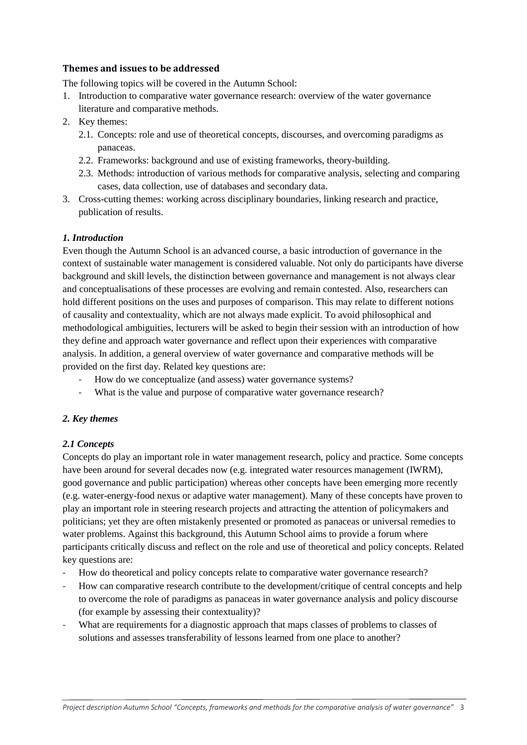### Themes and issues to be addressed

The following topics will be covered in the Autumn School:

1. Introduction to comparative water governance research: overview of the water governance literature and comparative methods.
2. Key themes:
   2.1. Concepts: role and use of theoretical concepts, discourses, and overcoming paradigms as panaceas.
   2.2. Frameworks: background and use of existing frameworks, theory-building.
   2.3. Methods: introduction of various methods for comparative analysis, selecting and comparing cases, data collection, use of databases and secondary data.
3. Cross-cutting themes: working across disciplinary boundaries, linking research and practice, publication of results.

#### *1. Introduction*

Even though the Autumn School is an advanced course, a basic introduction of governance in the context of sustainable water management is considered valuable. Not only do participants have diverse background and skill levels, the distinction between governance and management is not always clear and conceptualisations of these processes are evolving and remain contested. Also, researchers can hold different positions on the uses and purposes of comparison. This may relate to different notions of causality and contextuality, which are not always made explicit. To avoid philosophical and methodological ambiguities, lecturers will be asked to begin their session with an introduction of how they define and approach water governance and reflect upon their experiences with comparative analysis. In addition, a general overview of water governance and comparative methods will be provided on the first day. Related key questions are:

- How do we conceptualize (and assess) water governance systems?
- What is the value and purpose of comparative water governance research?

#### *2. Key themes*

#### *2.1 Concepts*

Concepts do play an important role in water management research, policy and practice. Some concepts have been around for several decades now (e.g. integrated water resources management (IWRM), good governance and public participation) whereas other concepts have been emerging more recently (e.g. water-energy-food nexus or adaptive water management). Many of these concepts have proven to play an important role in steering research projects and attracting the attention of policymakers and politicians; yet they are often mistakenly presented or promoted as panaceas or universal remedies to water problems. Against this background, this Autumn School aims to provide a forum where participants critically discuss and reflect on the role and use of theoretical and policy concepts. Related key questions are:

- How do theoretical and policy concepts relate to comparative water governance research?
- How can comparative research contribute to the development/critique of central concepts and help to overcome the role of paradigms as panaceas in water governance analysis and policy discourse (for example by assessing their contextuality)?
- What are requirements for a diagnostic approach that maps classes of problems to classes of solutions and assesses transferability of lessons learned from one place to another?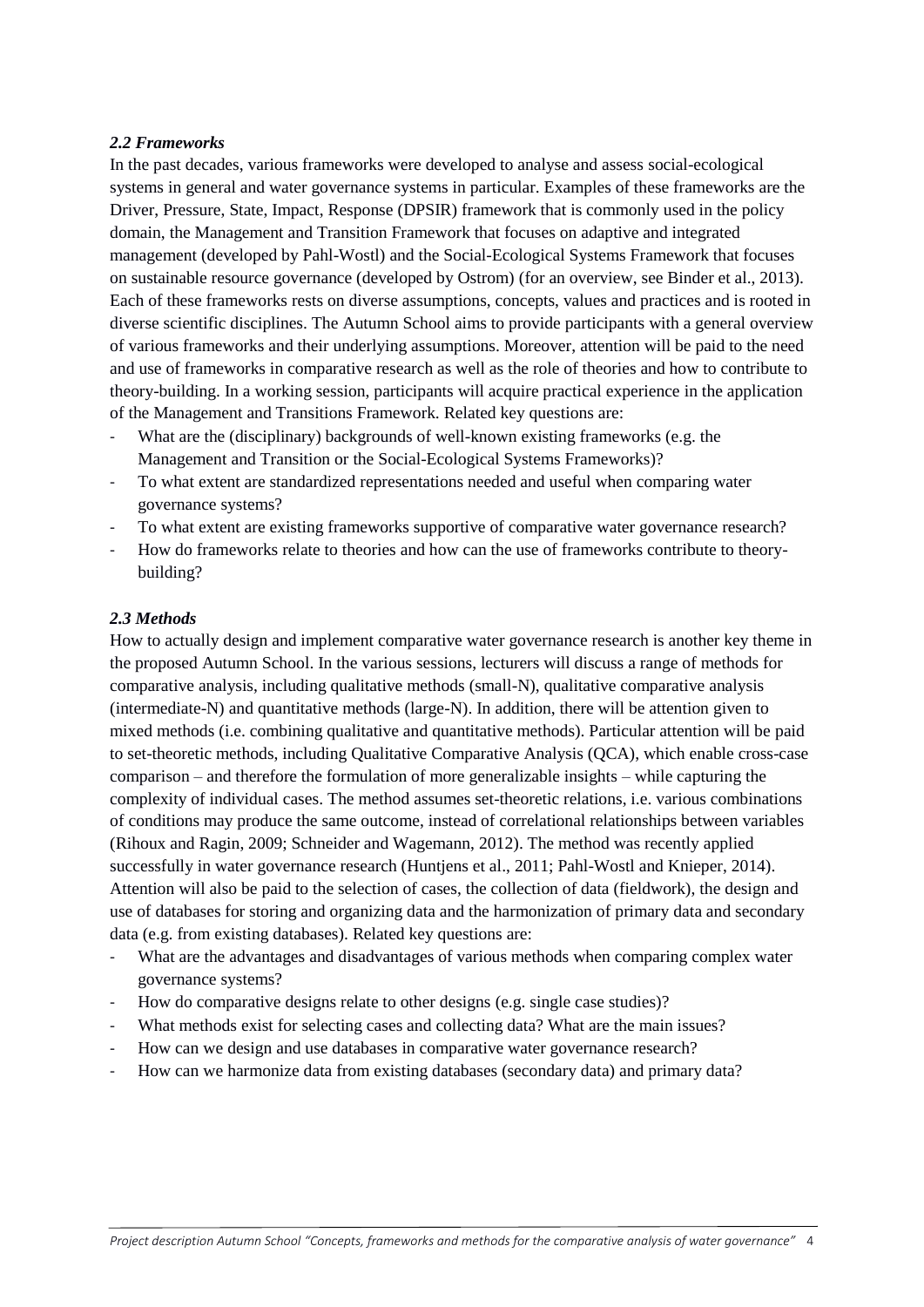### *2.2 Frameworks*

In the past decades, various frameworks were developed to analyse and assess social-ecological systems in general and water governance systems in particular. Examples of these frameworks are the Driver, Pressure, State, Impact, Response (DPSIR) framework that is commonly used in the policy domain, the Management and Transition Framework that focuses on adaptive and integrated management (developed by Pahl-Wostl) and the Social-Ecological Systems Framework that focuses on sustainable resource governance (developed by Ostrom) (for an overview, see Binder et al., 2013). Each of these frameworks rests on diverse assumptions, concepts, values and practices and is rooted in diverse scientific disciplines. The Autumn School aims to provide participants with a general overview of various frameworks and their underlying assumptions. Moreover, attention will be paid to the need and use of frameworks in comparative research as well as the role of theories and how to contribute to theory-building. In a working session, participants will acquire practical experience in the application of the Management and Transitions Framework. Related key questions are:

- What are the (disciplinary) backgrounds of well-known existing frameworks (e.g. the Management and Transition or the Social-Ecological Systems Frameworks)?
- To what extent are standardized representations needed and useful when comparing water governance systems?
- To what extent are existing frameworks supportive of comparative water governance research?
- How do frameworks relate to theories and how can the use of frameworks contribute to theory-building?

### *2.3 Methods*

How to actually design and implement comparative water governance research is another key theme in the proposed Autumn School. In the various sessions, lecturers will discuss a range of methods for comparative analysis, including qualitative methods (small-N), qualitative comparative analysis (intermediate-N) and quantitative methods (large-N). In addition, there will be attention given to mixed methods (i.e. combining qualitative and quantitative methods). Particular attention will be paid to set-theoretic methods, including Qualitative Comparative Analysis (QCA), which enable cross-case comparison – and therefore the formulation of more generalizable insights – while capturing the complexity of individual cases. The method assumes set-theoretic relations, i.e. various combinations of conditions may produce the same outcome, instead of correlational relationships between variables (Rihoux and Ragin, 2009; Schneider and Wagemann, 2012). The method was recently applied successfully in water governance research (Huntjens et al., 2011; Pahl-Wostl and Knieper, 2014). Attention will also be paid to the selection of cases, the collection of data (fieldwork), the design and use of databases for storing and organizing data and the harmonization of primary data and secondary data (e.g. from existing databases). Related key questions are:

- What are the advantages and disadvantages of various methods when comparing complex water governance systems?
- How do comparative designs relate to other designs (e.g. single case studies)?
- What methods exist for selecting cases and collecting data? What are the main issues?
- How can we design and use databases in comparative water governance research?
- How can we harmonize data from existing databases (secondary data) and primary data?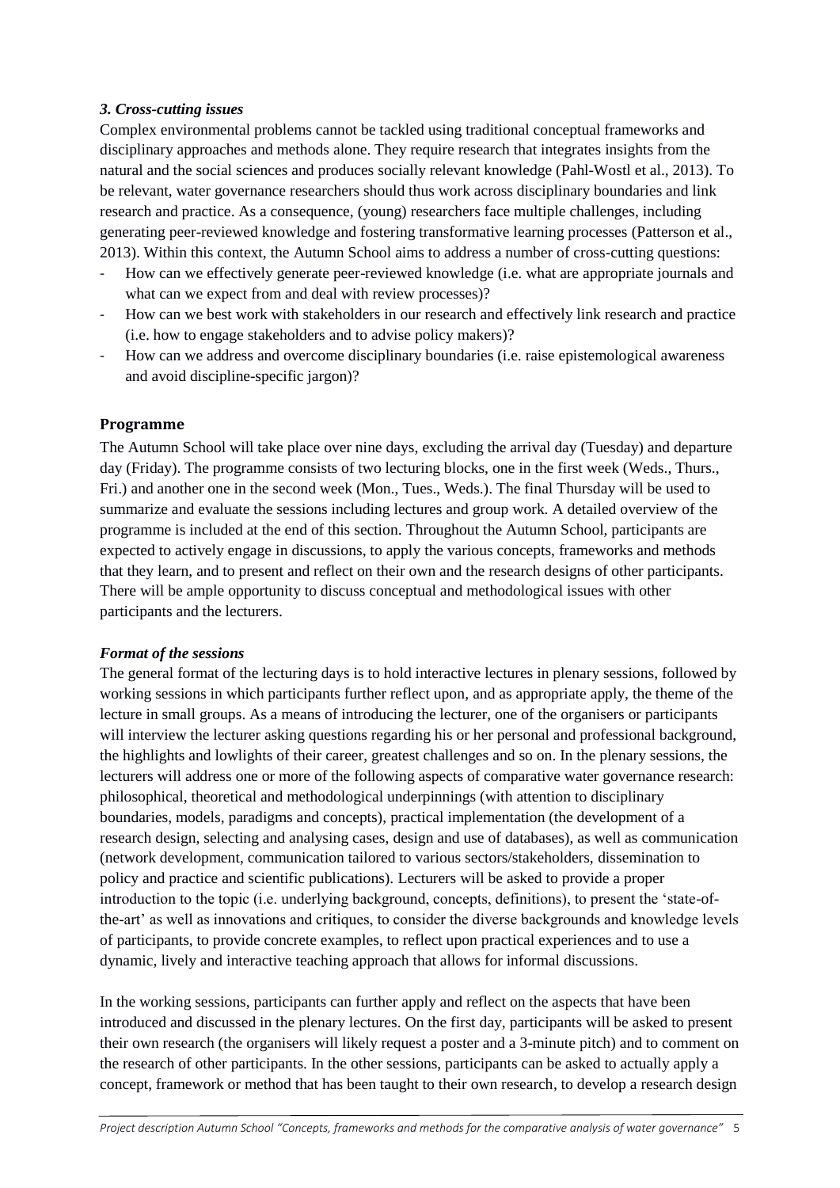### *3. Cross-cutting issues*

Complex environmental problems cannot be tackled using traditional conceptual frameworks and disciplinary approaches and methods alone. They require research that integrates insights from the natural and the social sciences and produces socially relevant knowledge (Pahl-Wostl et al., 2013). To be relevant, water governance researchers should thus work across disciplinary boundaries and link research and practice. As a consequence, (young) researchers face multiple challenges, including generating peer-reviewed knowledge and fostering transformative learning processes (Patterson et al., 2013). Within this context, the Autumn School aims to address a number of cross-cutting questions:

- How can we effectively generate peer-reviewed knowledge (i.e. what are appropriate journals and what can we expect from and deal with review processes)?
- How can we best work with stakeholders in our research and effectively link research and practice (i.e. how to engage stakeholders and to advise policy makers)?
- How can we address and overcome disciplinary boundaries (i.e. raise epistemological awareness and avoid discipline-specific jargon)?

## **Programme**

The Autumn School will take place over nine days, excluding the arrival day (Tuesday) and departure day (Friday). The programme consists of two lecturing blocks, one in the first week (Weds., Thurs., Fri.) and another one in the second week (Mon., Tues., Weds.). The final Thursday will be used to summarize and evaluate the sessions including lectures and group work. A detailed overview of the programme is included at the end of this section. Throughout the Autumn School, participants are expected to actively engage in discussions, to apply the various concepts, frameworks and methods that they learn, and to present and reflect on their own and the research designs of other participants. There will be ample opportunity to discuss conceptual and methodological issues with other participants and the lecturers.

### *Format of the sessions*

The general format of the lecturing days is to hold interactive lectures in plenary sessions, followed by working sessions in which participants further reflect upon, and as appropriate apply, the theme of the lecture in small groups. As a means of introducing the lecturer, one of the organisers or participants will interview the lecturer asking questions regarding his or her personal and professional background, the highlights and lowlights of their career, greatest challenges and so on. In the plenary sessions, the lecturers will address one or more of the following aspects of comparative water governance research: philosophical, theoretical and methodological underpinnings (with attention to disciplinary boundaries, models, paradigms and concepts), practical implementation (the development of a research design, selecting and analysing cases, design and use of databases), as well as communication (network development, communication tailored to various sectors/stakeholders, dissemination to policy and practice and scientific publications). Lecturers will be asked to provide a proper introduction to the topic (i.e. underlying background, concepts, definitions), to present the 'state-of-the-art' as well as innovations and critiques, to consider the diverse backgrounds and knowledge levels of participants, to provide concrete examples, to reflect upon practical experiences and to use a dynamic, lively and interactive teaching approach that allows for informal discussions.

In the working sessions, participants can further apply and reflect on the aspects that have been introduced and discussed in the plenary lectures. On the first day, participants will be asked to present their own research (the organisers will likely request a poster and a 3-minute pitch) and to comment on the research of other participants. In the other sessions, participants can be asked to actually apply a concept, framework or method that has been taught to their own research, to develop a research design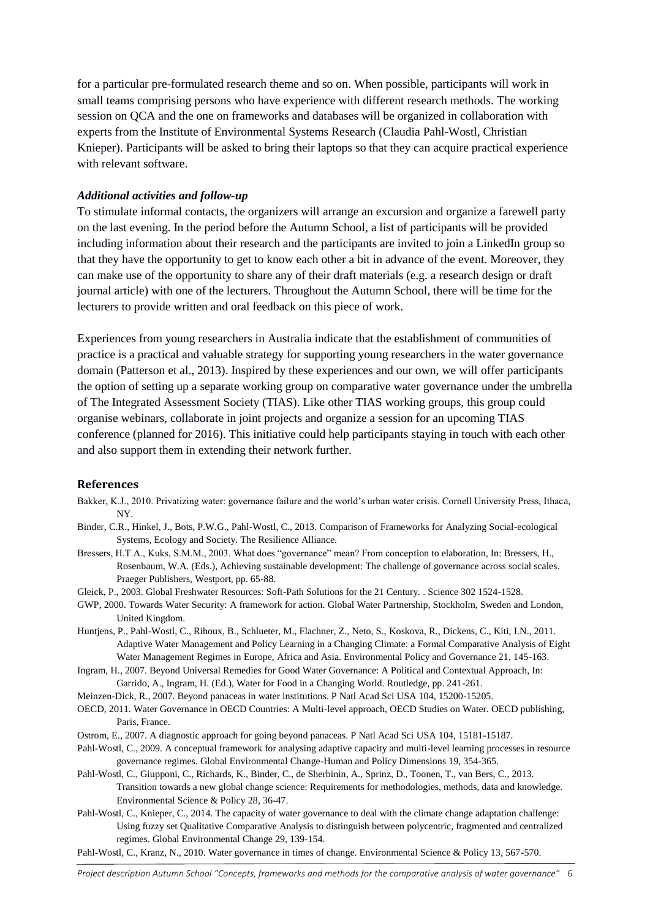for a particular pre-formulated research theme and so on. When possible, participants will work in small teams comprising persons who have experience with different research methods. The working session on QCA and the one on frameworks and databases will be organized in collaboration with experts from the Institute of Environmental Systems Research (Claudia Pahl-Wostl, Christian Knieper). Participants will be asked to bring their laptops so that they can acquire practical experience with relevant software.

### *Additional activities and follow-up*

To stimulate informal contacts, the organizers will arrange an excursion and organize a farewell party on the last evening. In the period before the Autumn School, a list of participants will be provided including information about their research and the participants are invited to join a LinkedIn group so that they have the opportunity to get to know each other a bit in advance of the event. Moreover, they can make use of the opportunity to share any of their draft materials (e.g. a research design or draft journal article) with one of the lecturers. Throughout the Autumn School, there will be time for the lecturers to provide written and oral feedback on this piece of work.

Experiences from young researchers in Australia indicate that the establishment of communities of practice is a practical and valuable strategy for supporting young researchers in the water governance domain (Patterson et al., 2013). Inspired by these experiences and our own, we will offer participants the option of setting up a separate working group on comparative water governance under the umbrella of The Integrated Assessment Society (TIAS). Like other TIAS working groups, this group could organise webinars, collaborate in joint projects and organize a session for an upcoming TIAS conference (planned for 2016). This initiative could help participants staying in touch with each other and also support them in extending their network further.

## References

Bakker, K.J., 2010. Privatizing water: governance failure and the world's urban water crisis. Cornell University Press, Ithaca, NY.

Binder, C.R., Hinkel, J., Bots, P.W.G., Pahl-Wostl, C., 2013. Comparison of Frameworks for Analyzing Social-ecological Systems, Ecology and Society. The Resilience Alliance.

Bressers, H.T.A., Kuks, S.M.M., 2003. What does "governance" mean? From conception to elaboration, In: Bressers, H., Rosenbaum, W.A. (Eds.), Achieving sustainable development: The challenge of governance across social scales. Praeger Publishers, Westport, pp. 65-88.

Gleick, P., 2003. Global Freshwater Resources: Soft-Path Solutions for the 21 Century. . Science 302 1524-1528.

GWP, 2000. Towards Water Security: A framework for action. Global Water Partnership, Stockholm, Sweden and London, United Kingdom.

Huntjens, P., Pahl-Wostl, C., Rihoux, B., Schlueter, M., Flachner, Z., Neto, S., Koskova, R., Dickens, C., Kiti, I.N., 2011. Adaptive Water Management and Policy Learning in a Changing Climate: a Formal Comparative Analysis of Eight Water Management Regimes in Europe, Africa and Asia. Environmental Policy and Governance 21, 145-163.

Ingram, H., 2007. Beyond Universal Remedies for Good Water Governance: A Political and Contextual Approach, In: Garrido, A., Ingram, H. (Ed.), Water for Food in a Changing World. Routledge, pp. 241-261.

Meinzen-Dick, R., 2007. Beyond panaceas in water institutions. P Natl Acad Sci USA 104, 15200-15205.

OECD, 2011. Water Governance in OECD Countries: A Multi-level approach, OECD Studies on Water. OECD publishing, Paris, France.

Ostrom, E., 2007. A diagnostic approach for going beyond panaceas. P Natl Acad Sci USA 104, 15181-15187.

Pahl-Wostl, C., 2009. A conceptual framework for analysing adaptive capacity and multi-level learning processes in resource governance regimes. Global Environmental Change-Human and Policy Dimensions 19, 354-365.

Pahl-Wostl, C., Giupponi, C., Richards, K., Binder, C., de Sherbinin, A., Sprinz, D., Toonen, T., van Bers, C., 2013. Transition towards a new global change science: Requirements for methodologies, methods, data and knowledge. Environmental Science & Policy 28, 36-47.

Pahl-Wostl, C., Knieper, C., 2014. The capacity of water governance to deal with the climate change adaptation challenge: Using fuzzy set Qualitative Comparative Analysis to distinguish between polycentric, fragmented and centralized regimes. Global Environmental Change 29, 139-154.

Pahl-Wostl, C., Kranz, N., 2010. Water governance in times of change. Environmental Science & Policy 13, 567-570.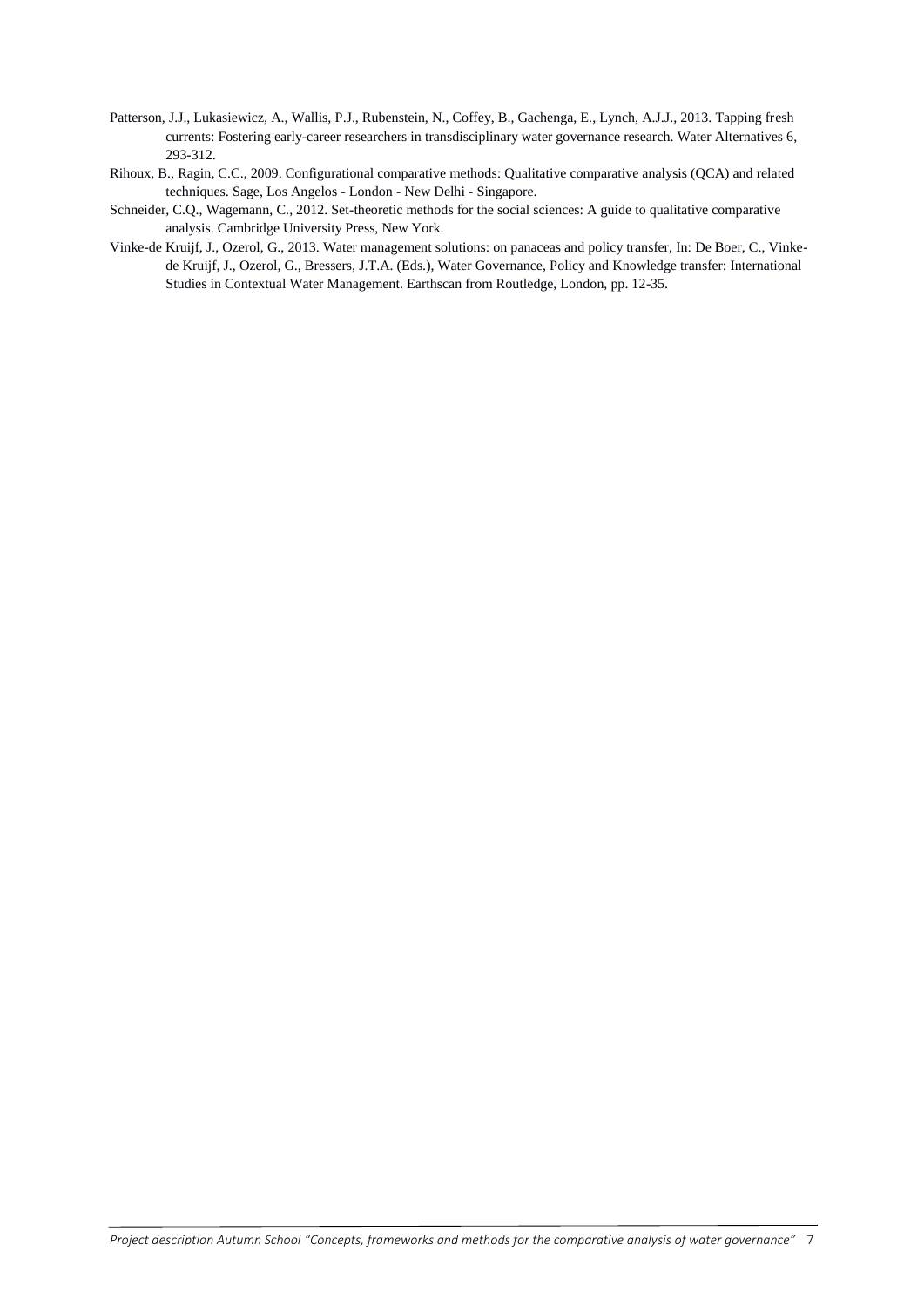Patterson, J.J., Lukasiewicz, A., Wallis, P.J., Rubenstein, N., Coffey, B., Gachenga, E., Lynch, A.J.J., 2013. Tapping fresh currents: Fostering early-career researchers in transdisciplinary water governance research. Water Alternatives 6, 293-312.

Rihoux, B., Ragin, C.C., 2009. Configurational comparative methods: Qualitative comparative analysis (QCA) and related techniques. Sage, Los Angelos - London - New Delhi - Singapore.

Schneider, C.Q., Wagemann, C., 2012. Set-theoretic methods for the social sciences: A guide to qualitative comparative analysis. Cambridge University Press, New York.

Vinke-de Kruijf, J., Ozerol, G., 2013. Water management solutions: on panaceas and policy transfer, In: De Boer, C., Vinke-de Kruijf, J., Ozerol, G., Bressers, J.T.A. (Eds.), Water Governance, Policy and Knowledge transfer: International Studies in Contextual Water Management. Earthscan from Routledge, London, pp. 12-35.